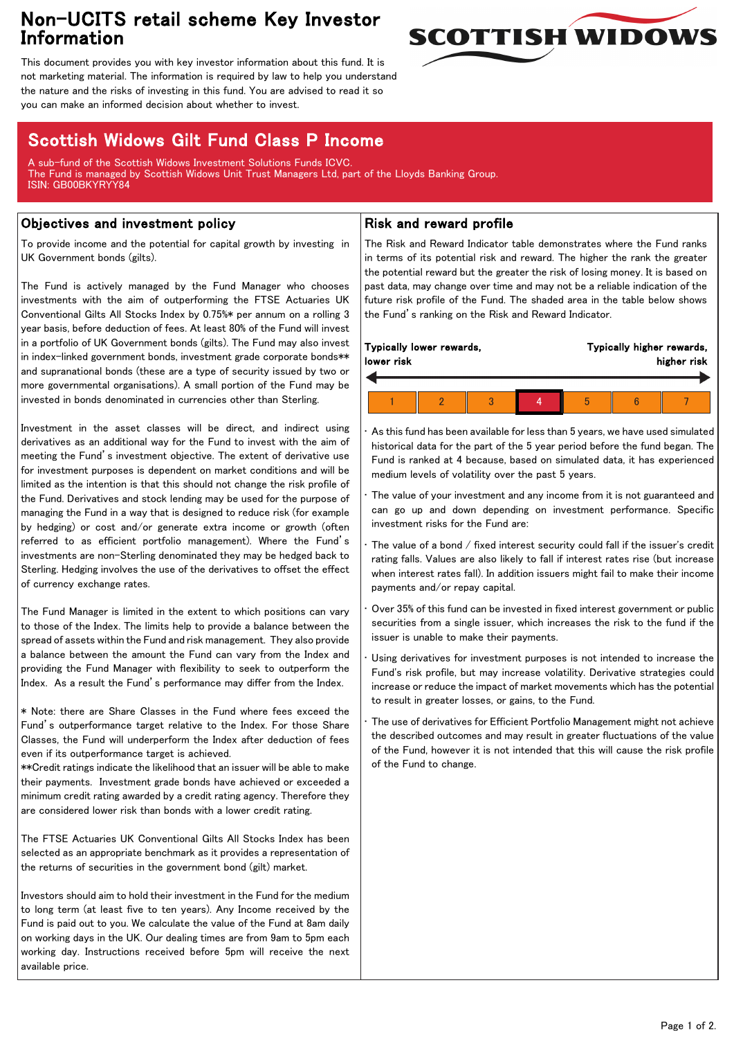# Non-UCITS retail scheme Key Investor Information

This document provides you with key investor information about this fund. It is not marketing material. The information is required by law to help you understand the nature and the risks of investing in this fund. You are advised to read it so you can make an informed decision about whether to invest.

## Scottish Widows Gilt Fund Class P Income

A sub-fund of the Scottish Widows Investment Solutions Funds ICVC.
The Fund is managed by Scottish Widows Unit Trust Managers Ltd, part of the Lloyds Banking Group.
ISIN: GB00BKYRYY84

### Objectives and investment policy

To provide income and the potential for capital growth by investing in UK Government bonds (gilts).

The Fund is actively managed by the Fund Manager who chooses investments with the aim of outperforming the FTSE Actuaries UK Conventional Gilts All Stocks Index by 0.75%* per annum on a rolling 3 year basis, before deduction of fees. At least 80% of the Fund will invest in a portfolio of UK Government bonds (gilts). The Fund may also invest in index-linked government bonds, investment grade corporate bonds** and supranational bonds (these are a type of security issued by two or more governmental organisations). A small portion of the Fund may be invested in bonds denominated in currencies other than Sterling.

Investment in the asset classes will be direct, and indirect using derivatives as an additional way for the Fund to invest with the aim of meeting the Fund's investment objective. The extent of derivative use for investment purposes is dependent on market conditions and will be limited as the intention is that this should not change the risk profile of the Fund. Derivatives and stock lending may be used for the purpose of managing the Fund in a way that is designed to reduce risk (for example by hedging) or cost and/or generate extra income or growth (often referred to as efficient portfolio management). Where the Fund's investments are non-Sterling denominated they may be hedged back to Sterling. Hedging involves the use of the derivatives to offset the effect of currency exchange rates.

The Fund Manager is limited in the extent to which positions can vary to those of the Index. The limits help to provide a balance between the spread of assets within the Fund and risk management. They also provide a balance between the amount the Fund can vary from the Index and providing the Fund Manager with flexibility to seek to outperform the Index. As a result the Fund's performance may differ from the Index.

* Note: there are Share Classes in the Fund where fees exceed the Fund's outperformance target relative to the Index. For those Share Classes, the Fund will underperform the Index after deduction of fees even if its outperformance target is achieved.
**Credit ratings indicate the likelihood that an issuer will be able to make their payments. Investment grade bonds have achieved or exceeded a minimum credit rating awarded by a credit rating agency. Therefore they are considered lower risk than bonds with a lower credit rating.

The FTSE Actuaries UK Conventional Gilts All Stocks Index has been selected as an appropriate benchmark as it provides a representation of the returns of securities in the government bond (gilt) market.

Investors should aim to hold their investment in the Fund for the medium to long term (at least five to ten years). Any Income received by the Fund is paid out to you. We calculate the value of the Fund at 8am daily on working days in the UK. Our dealing times are from 9am to 5pm each working day. Instructions received before 5pm will receive the next available price.

### Risk and reward profile

The Risk and Reward Indicator table demonstrates where the Fund ranks in terms of its potential risk and reward. The higher the rank the greater the potential reward but the greater the risk of losing money. It is based on past data, may change over time and may not be a reliable indication of the future risk profile of the Fund. The shaded area in the table below shows the Fund's ranking on the Risk and Reward Indicator.

**Typically lower rewards, lower risk** ← → **Typically higher rewards, higher risk**

| 1 | 2 | 3 | **4** | 5 | 6 | 7 |
|---|---|---|---|---|---|---|

- As this fund has been available for less than 5 years, we have used simulated historical data for the part of the 5 year period before the fund began. The Fund is ranked at 4 because, based on simulated data, it has experienced medium levels of volatility over the past 5 years.
- The value of your investment and any income from it is not guaranteed and can go up and down depending on investment performance. Specific investment risks for the Fund are:
- The value of a bond / fixed interest security could fall if the issuer's credit rating falls. Values are also likely to fall if interest rates rise (but increase when interest rates fall). In addition issuers might fail to make their income payments and/or repay capital.
- Over 35% of this fund can be invested in fixed interest government or public securities from a single issuer, which increases the risk to the fund if the issuer is unable to make their payments.
- Using derivatives for investment purposes is not intended to increase the Fund's risk profile, but may increase volatility. Derivative strategies could increase or reduce the impact of market movements which has the potential to result in greater losses, or gains, to the Fund.
- The use of derivatives for Efficient Portfolio Management might not achieve the described outcomes and may result in greater fluctuations of the value of the Fund, however it is not intended that this will cause the risk profile of the Fund to change.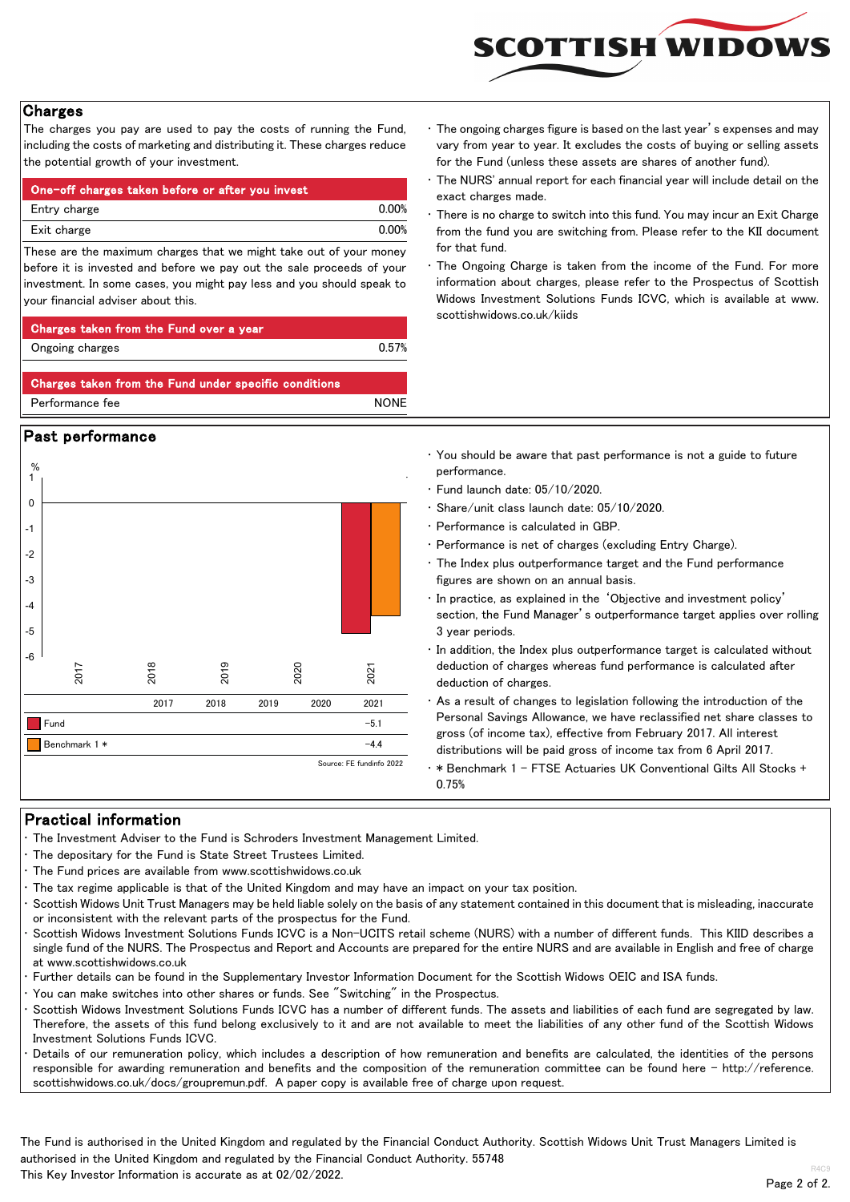## Charges

The charges you pay are used to pay the costs of running the Fund, including the costs of marketing and distributing it. These charges reduce the potential growth of your investment.

| One-off charges taken before or after you invest | |
|---|---|
| Entry charge | 0.00% |
| Exit charge | 0.00% |

These are the maximum charges that we might take out of your money before it is invested and before we pay out the sale proceeds of your investment. In some cases, you might pay less and you should speak to your financial adviser about this.

| Charges taken from the Fund over a year | |
|---|---|
| Ongoing charges | 0.57% |

| Charges taken from the Fund under specific conditions | |
|---|---|
| Performance fee | NONE |

- The ongoing charges figure is based on the last year's expenses and may vary from year to year. It excludes the costs of buying or selling assets for the Fund (unless these assets are shares of another fund).
- The NURS' annual report for each financial year will include detail on the exact charges made.
- There is no charge to switch into this fund. You may incur an Exit Charge from the fund you are switching from. Please refer to the KII document for that fund.
- The Ongoing Charge is taken from the income of the Fund. For more information about charges, please refer to the Prospectus of Scottish Widows Investment Solutions Funds ICVC, which is available at www.scottishwidows.co.uk/kiids

## Past performance

%
1
0
-1
-2
-3
-4
-5
-6
2017
2018
2019
2020
2021

| | 2017 | 2018 | 2019 | 2020 | 2021 |
|---|---|---|---|---|---|
| Fund | | | | | −5.1 |
| Benchmark 1 * | | | | | −4.4 |

Source: FE fundinfo 2022

- You should be aware that past performance is not a guide to future performance.
- Fund launch date: 05/10/2020.
- Share/unit class launch date: 05/10/2020.
- Performance is calculated in GBP.
- Performance is net of charges (excluding Entry Charge).
- The Index plus outperformance target and the Fund performance figures are shown on an annual basis.
- In practice, as explained in the 'Objective and investment policy' section, the Fund Manager's outperformance target applies over rolling 3 year periods.
- In addition, the Index plus outperformance target is calculated without deduction of charges whereas fund performance is calculated after deduction of charges.
- As a result of changes to legislation following the introduction of the Personal Savings Allowance, we have reclassified net share classes to gross (of income tax), effective from February 2017. All interest distributions will be paid gross of income tax from 6 April 2017.
- * Benchmark 1 – FTSE Actuaries UK Conventional Gilts All Stocks + 0.75%

## Practical information

- The Investment Adviser to the Fund is Schroders Investment Management Limited.
- The depositary for the Fund is State Street Trustees Limited.
- The Fund prices are available from www.scottishwidows.co.uk
- The tax regime applicable is that of the United Kingdom and may have an impact on your tax position.
- Scottish Widows Unit Trust Managers may be held liable solely on the basis of any statement contained in this document that is misleading, inaccurate or inconsistent with the relevant parts of the prospectus for the Fund.
- Scottish Widows Investment Solutions Funds ICVC is a Non-UCITS retail scheme (NURS) with a number of different funds. This KIID describes a single fund of the NURS. The Prospectus and Report and Accounts are prepared for the entire NURS and are available in English and free of charge at www.scottishwidows.co.uk
- Further details can be found in the Supplementary Investor Information Document for the Scottish Widows OEIC and ISA funds.
- You can make switches into other shares or funds. See "Switching" in the Prospectus.
- Scottish Widows Investment Solutions Funds ICVC has a number of different funds. The assets and liabilities of each fund are segregated by law. Therefore, the assets of this fund belong exclusively to it and are not available to meet the liabilities of any other fund of the Scottish Widows Investment Solutions Funds ICVC.
- Details of our remuneration policy, which includes a description of how remuneration and benefits are calculated, the identities of the persons responsible for awarding remuneration and benefits and the composition of the remuneration committee can be found here – http://reference.scottishwidows.co.uk/docs/groupremun.pdf. A paper copy is available free of charge upon request.

The Fund is authorised in the United Kingdom and regulated by the Financial Conduct Authority. Scottish Widows Unit Trust Managers Limited is authorised in the United Kingdom and regulated by the Financial Conduct Authority. 55748
This Key Investor Information is accurate as at 02/02/2022.